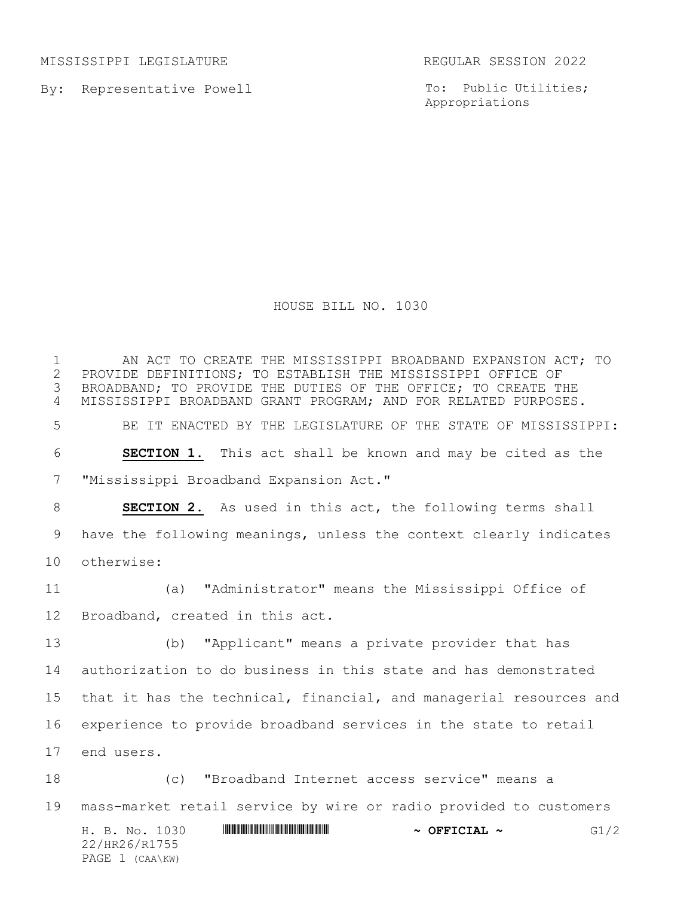MISSISSIPPI LEGISLATURE REGULAR SESSION 2022

By: Representative Powell

To: Public Utilities; Appropriations

# HOUSE BILL NO. 1030

AN ACT TO CREATE THE MISSISSIPPI BROADBAND EXPANSION ACT; TO PROVIDE DEFINITIONS; TO ESTABLISH THE MISSISSIPPI OFFICE OF BROADBAND; TO PROVIDE THE DUTIES OF THE OFFICE; TO CREATE THE MISSISSIPPI BROADBAND GRANT PROGRAM; AND FOR RELATED PURPOSES.

BE IT ENACTED BY THE LEGISLATURE OF THE STATE OF MISSISSIPPI:

**SECTION 1.** This act shall be known and may be cited as the "Mississippi Broadband Expansion Act."

**SECTION 2.** As used in this act, the following terms shall have the following meanings, unless the context clearly indicates otherwise:

(a) "Administrator" means the Mississippi Office of Broadband, created in this act.

(b) "Applicant" means a private provider that has authorization to do business in this state and has demonstrated that it has the technical, financial, and managerial resources and experience to provide broadband services in the state to retail end users.

(c) "Broadband Internet access service" means a mass-market retail service by wire or radio provided to customers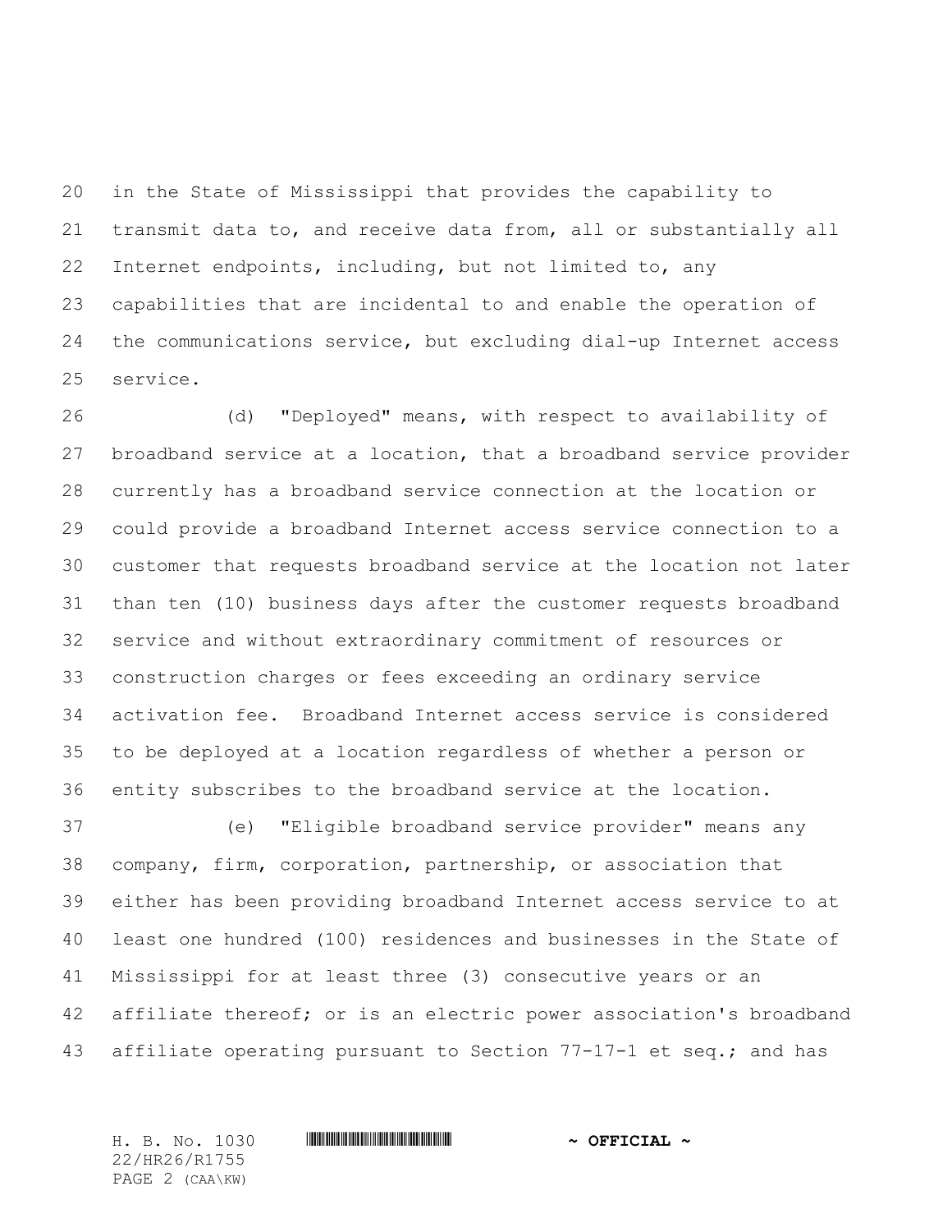in the State of Mississippi that provides the capability to transmit data to, and receive data from, all or substantially all Internet endpoints, including, but not limited to, any capabilities that are incidental to and enable the operation of the communications service, but excluding dial-up Internet access service.

(d) "Deployed" means, with respect to availability of broadband service at a location, that a broadband service provider currently has a broadband service connection at the location or could provide a broadband Internet access service connection to a customer that requests broadband service at the location not later than ten (10) business days after the customer requests broadband service and without extraordinary commitment of resources or construction charges or fees exceeding an ordinary service activation fee. Broadband Internet access service is considered to be deployed at a location regardless of whether a person or entity subscribes to the broadband service at the location.

(e) "Eligible broadband service provider" means any company, firm, corporation, partnership, or association that either has been providing broadband Internet access service to at least one hundred (100) residences and businesses in the State of Mississippi for at least three (3) consecutive years or an affiliate thereof; or is an electric power association's broadband affiliate operating pursuant to Section 77-17-1 et seq.; and has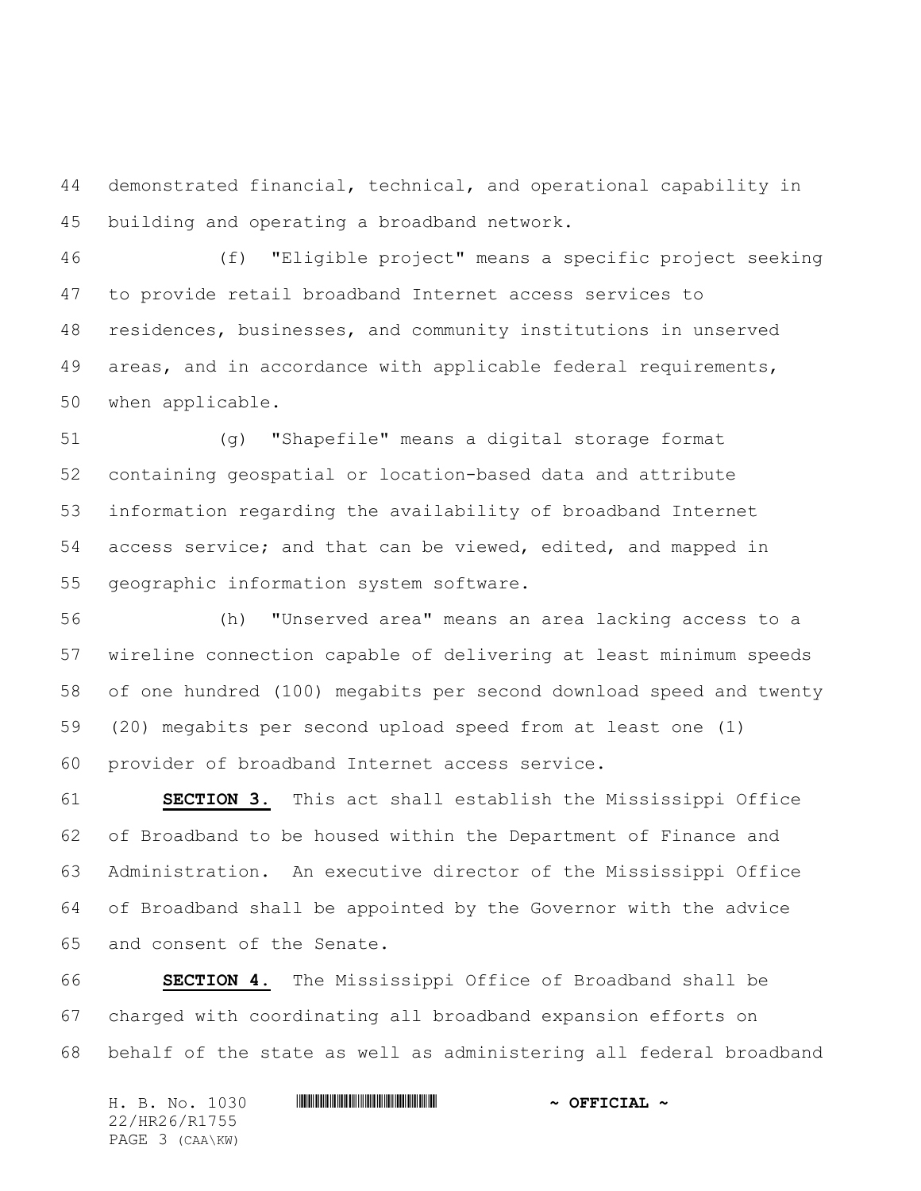demonstrated financial, technical, and operational capability in building and operating a broadband network.

(f) "Eligible project" means a specific project seeking to provide retail broadband Internet access services to residences, businesses, and community institutions in unserved areas, and in accordance with applicable federal requirements, when applicable.

(g) "Shapefile" means a digital storage format containing geospatial or location-based data and attribute information regarding the availability of broadband Internet access service; and that can be viewed, edited, and mapped in geographic information system software.

(h) "Unserved area" means an area lacking access to a wireline connection capable of delivering at least minimum speeds of one hundred (100) megabits per second download speed and twenty (20) megabits per second upload speed from at least one (1) provider of broadband Internet access service.

**SECTION 3.** This act shall establish the Mississippi Office of Broadband to be housed within the Department of Finance and Administration. An executive director of the Mississippi Office of Broadband shall be appointed by the Governor with the advice and consent of the Senate.

**SECTION 4.** The Mississippi Office of Broadband shall be charged with coordinating all broadband expansion efforts on behalf of the state as well as administering all federal broadband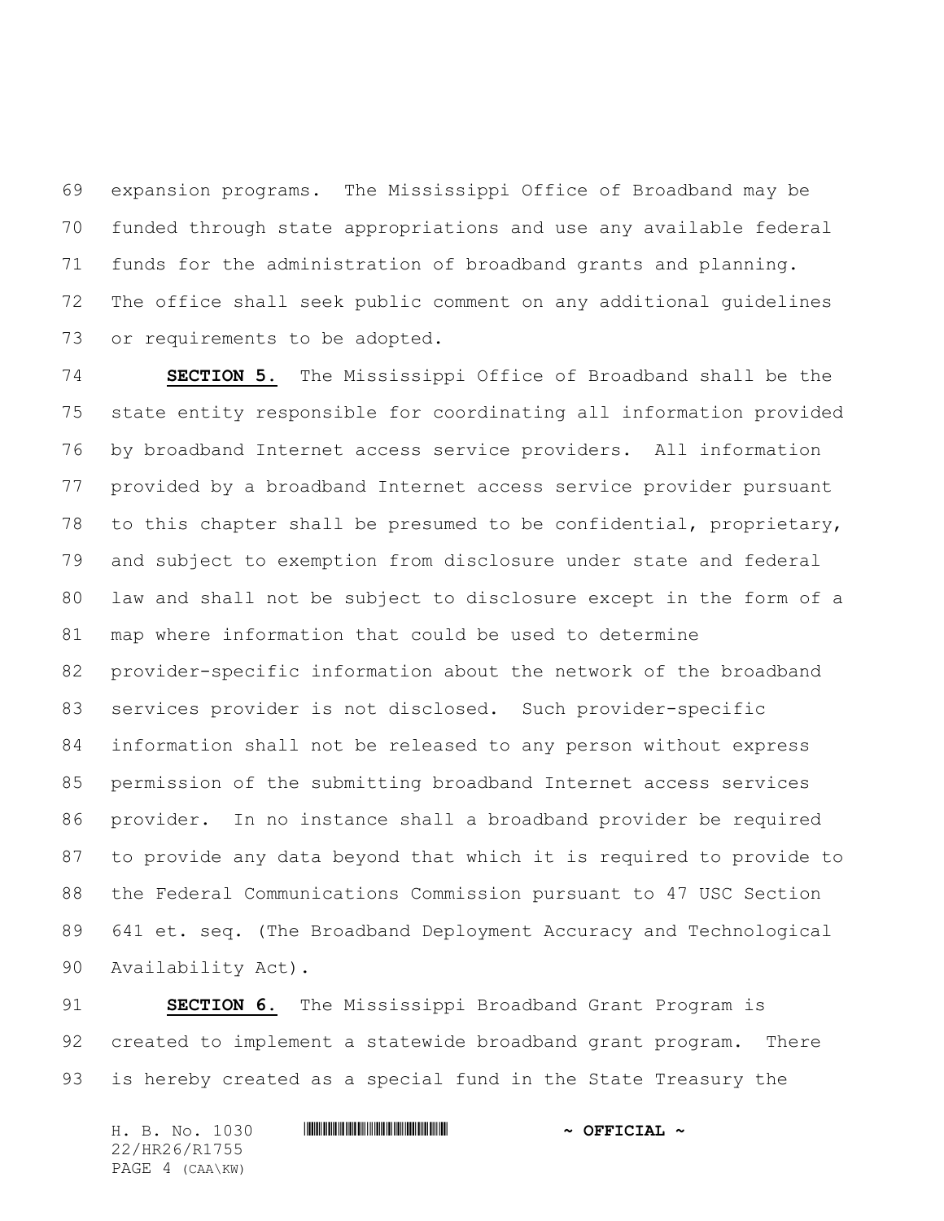expansion programs. The Mississippi Office of Broadband may be funded through state appropriations and use any available federal funds for the administration of broadband grants and planning. The office shall seek public comment on any additional guidelines or requirements to be adopted.

**SECTION 5.** The Mississippi Office of Broadband shall be the state entity responsible for coordinating all information provided by broadband Internet access service providers. All information provided by a broadband Internet access service provider pursuant to this chapter shall be presumed to be confidential, proprietary, and subject to exemption from disclosure under state and federal law and shall not be subject to disclosure except in the form of a map where information that could be used to determine provider-specific information about the network of the broadband services provider is not disclosed. Such provider-specific information shall not be released to any person without express permission of the submitting broadband Internet access services provider. In no instance shall a broadband provider be required to provide any data beyond that which it is required to provide to the Federal Communications Commission pursuant to 47 USC Section 641 et. seq. (The Broadband Deployment Accuracy and Technological Availability Act).

**SECTION 6.** The Mississippi Broadband Grant Program is created to implement a statewide broadband grant program. There is hereby created as a special fund in the State Treasury the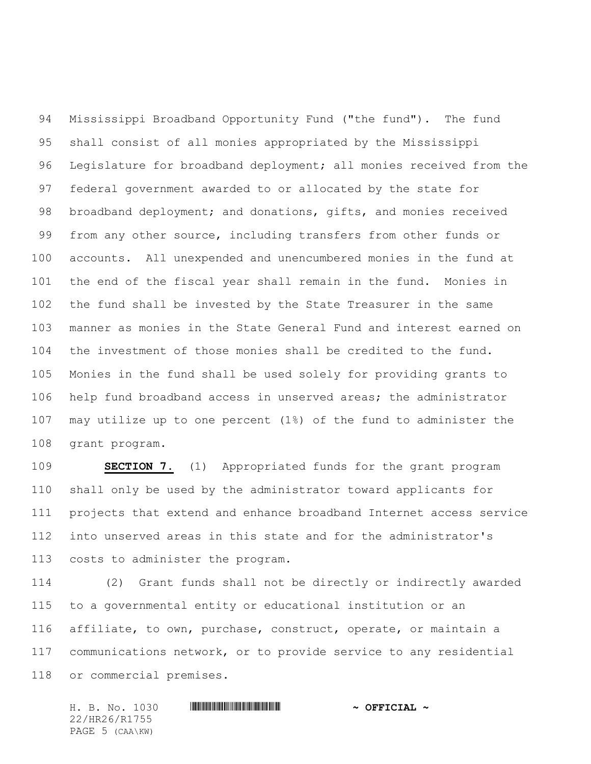Mississippi Broadband Opportunity Fund ("the fund"). The fund shall consist of all monies appropriated by the Mississippi Legislature for broadband deployment; all monies received from the federal government awarded to or allocated by the state for broadband deployment; and donations, gifts, and monies received from any other source, including transfers from other funds or accounts. All unexpended and unencumbered monies in the fund at the end of the fiscal year shall remain in the fund. Monies in the fund shall be invested by the State Treasurer in the same manner as monies in the State General Fund and interest earned on the investment of those monies shall be credited to the fund. Monies in the fund shall be used solely for providing grants to help fund broadband access in unserved areas; the administrator may utilize up to one percent (1%) of the fund to administer the grant program.

**SECTION 7.** (1) Appropriated funds for the grant program shall only be used by the administrator toward applicants for projects that extend and enhance broadband Internet access service into unserved areas in this state and for the administrator's costs to administer the program.

(2) Grant funds shall not be directly or indirectly awarded to a governmental entity or educational institution or an affiliate, to own, purchase, construct, operate, or maintain a communications network, or to provide service to any residential or commercial premises.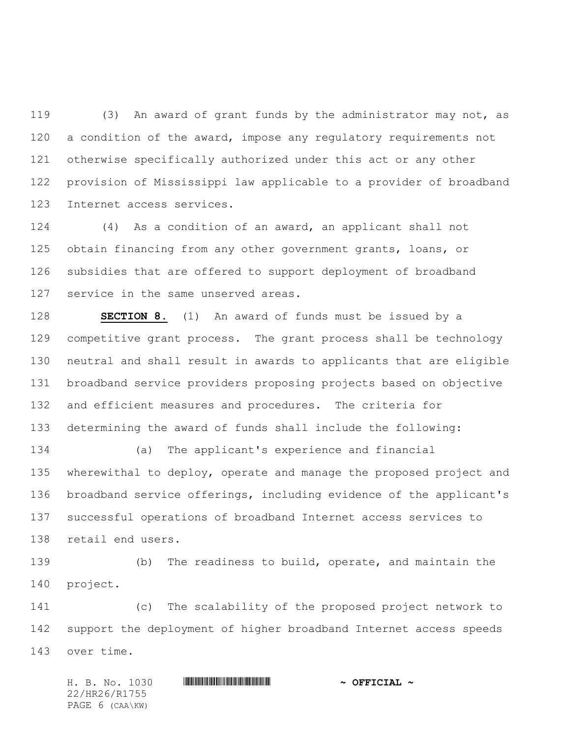(3) An award of grant funds by the administrator may not, as a condition of the award, impose any regulatory requirements not otherwise specifically authorized under this act or any other provision of Mississippi law applicable to a provider of broadband Internet access services.

(4) As a condition of an award, an applicant shall not obtain financing from any other government grants, loans, or subsidies that are offered to support deployment of broadband service in the same unserved areas.

**SECTION 8.** (1) An award of funds must be issued by a competitive grant process. The grant process shall be technology neutral and shall result in awards to applicants that are eligible broadband service providers proposing projects based on objective and efficient measures and procedures. The criteria for determining the award of funds shall include the following:

(a) The applicant's experience and financial wherewithal to deploy, operate and manage the proposed project and broadband service offerings, including evidence of the applicant's successful operations of broadband Internet access services to retail end users.

(b) The readiness to build, operate, and maintain the project.

(c) The scalability of the proposed project network to support the deployment of higher broadband Internet access speeds over time.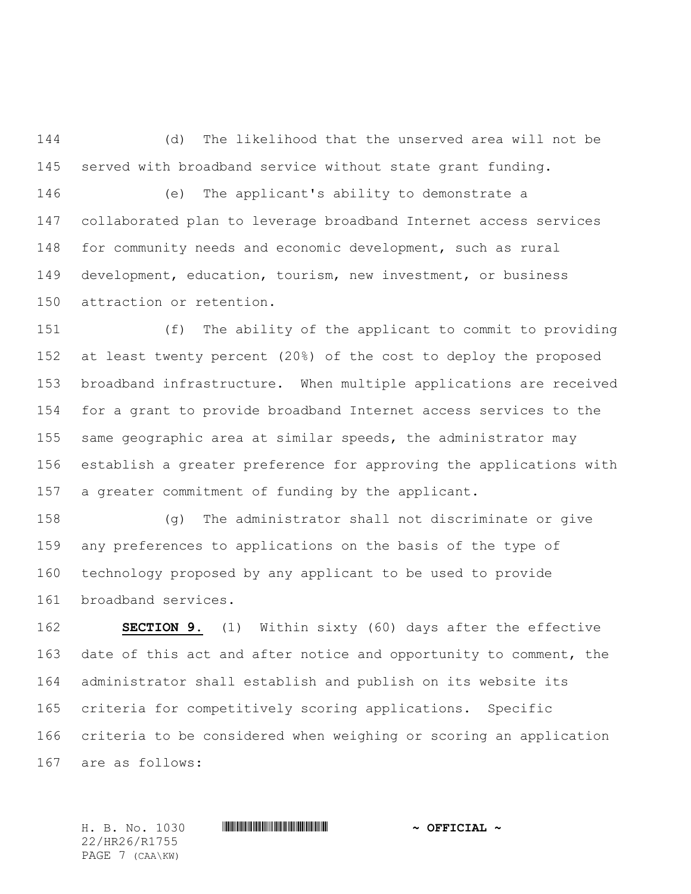(d) The likelihood that the unserved area will not be served with broadband service without state grant funding.

(e) The applicant's ability to demonstrate a collaborated plan to leverage broadband Internet access services for community needs and economic development, such as rural development, education, tourism, new investment, or business attraction or retention.

(f) The ability of the applicant to commit to providing at least twenty percent (20%) of the cost to deploy the proposed broadband infrastructure. When multiple applications are received for a grant to provide broadband Internet access services to the same geographic area at similar speeds, the administrator may establish a greater preference for approving the applications with a greater commitment of funding by the applicant.

(g) The administrator shall not discriminate or give any preferences to applications on the basis of the type of technology proposed by any applicant to be used to provide broadband services.

**SECTION 9.** (1) Within sixty (60) days after the effective date of this act and after notice and opportunity to comment, the administrator shall establish and publish on its website its criteria for competitively scoring applications. Specific criteria to be considered when weighing or scoring an application are as follows: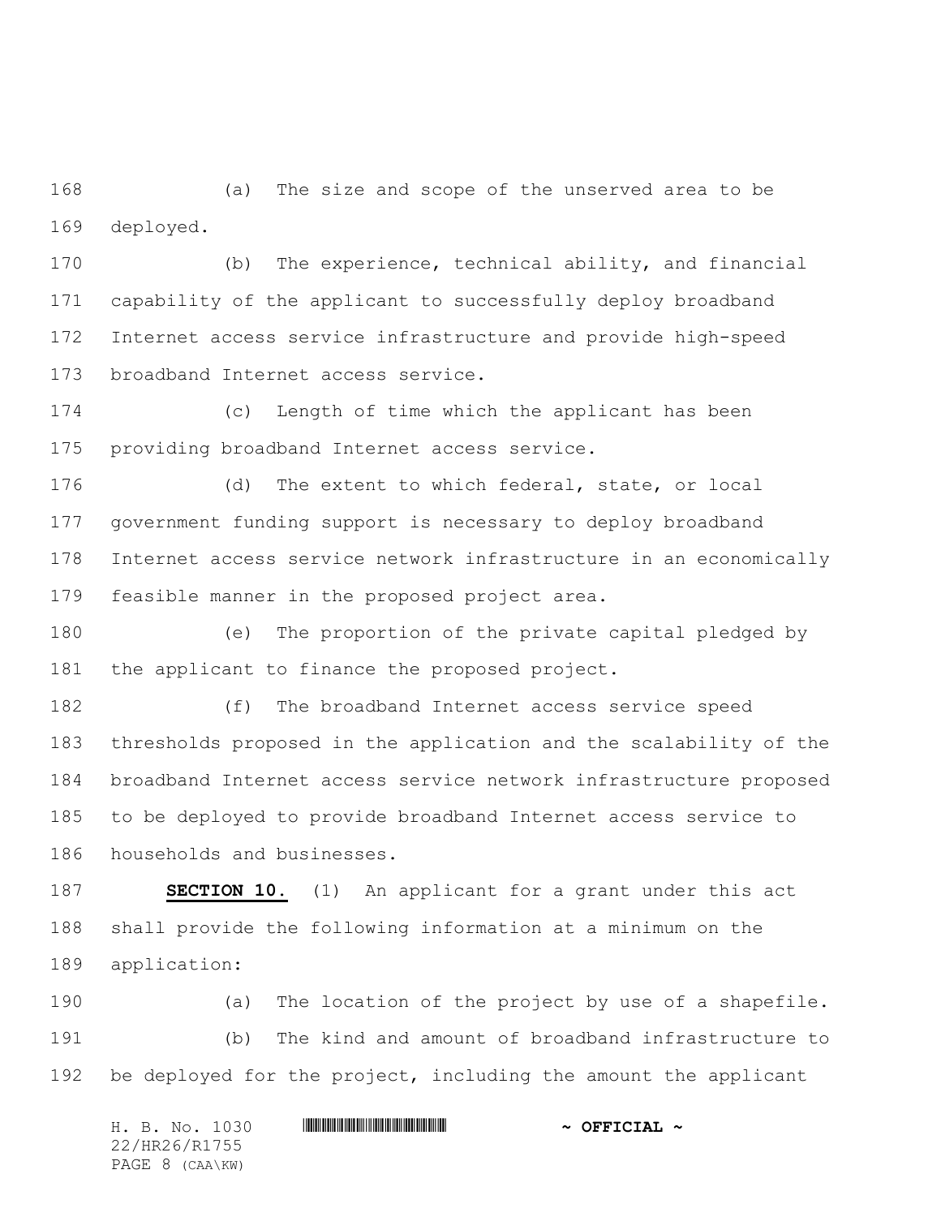(a) The size and scope of the unserved area to be deployed.

(b) The experience, technical ability, and financial capability of the applicant to successfully deploy broadband Internet access service infrastructure and provide high-speed broadband Internet access service.

(c) Length of time which the applicant has been providing broadband Internet access service.

(d) The extent to which federal, state, or local government funding support is necessary to deploy broadband Internet access service network infrastructure in an economically feasible manner in the proposed project area.

(e) The proportion of the private capital pledged by the applicant to finance the proposed project.

(f) The broadband Internet access service speed thresholds proposed in the application and the scalability of the broadband Internet access service network infrastructure proposed to be deployed to provide broadband Internet access service to households and businesses.

**SECTION 10.** (1) An applicant for a grant under this act shall provide the following information at a minimum on the application:

(a) The location of the project by use of a shapefile.

(b) The kind and amount of broadband infrastructure to be deployed for the project, including the amount the applicant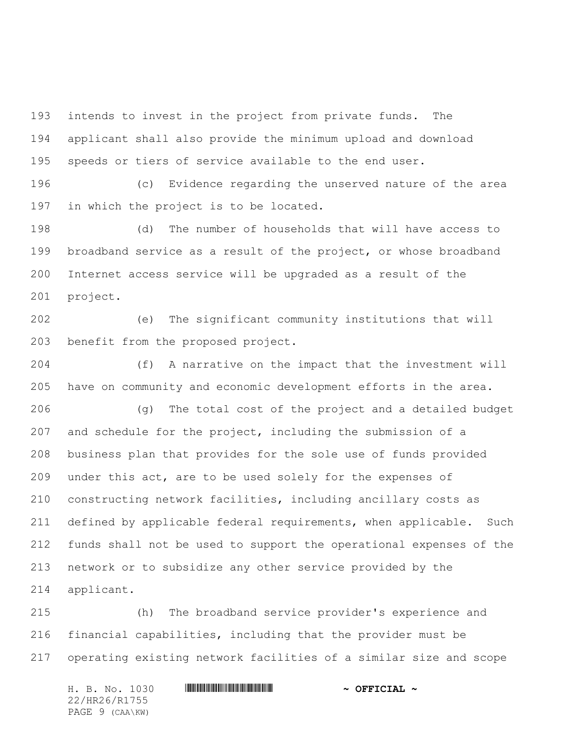intends to invest in the project from private funds. The applicant shall also provide the minimum upload and download speeds or tiers of service available to the end user.

(c) Evidence regarding the unserved nature of the area in which the project is to be located.

(d) The number of households that will have access to broadband service as a result of the project, or whose broadband Internet access service will be upgraded as a result of the project.

(e) The significant community institutions that will benefit from the proposed project.

(f) A narrative on the impact that the investment will have on community and economic development efforts in the area.

(g) The total cost of the project and a detailed budget and schedule for the project, including the submission of a business plan that provides for the sole use of funds provided under this act, are to be used solely for the expenses of constructing network facilities, including ancillary costs as defined by applicable federal requirements, when applicable. Such funds shall not be used to support the operational expenses of the network or to subsidize any other service provided by the applicant.

(h) The broadband service provider's experience and financial capabilities, including that the provider must be operating existing network facilities of a similar size and scope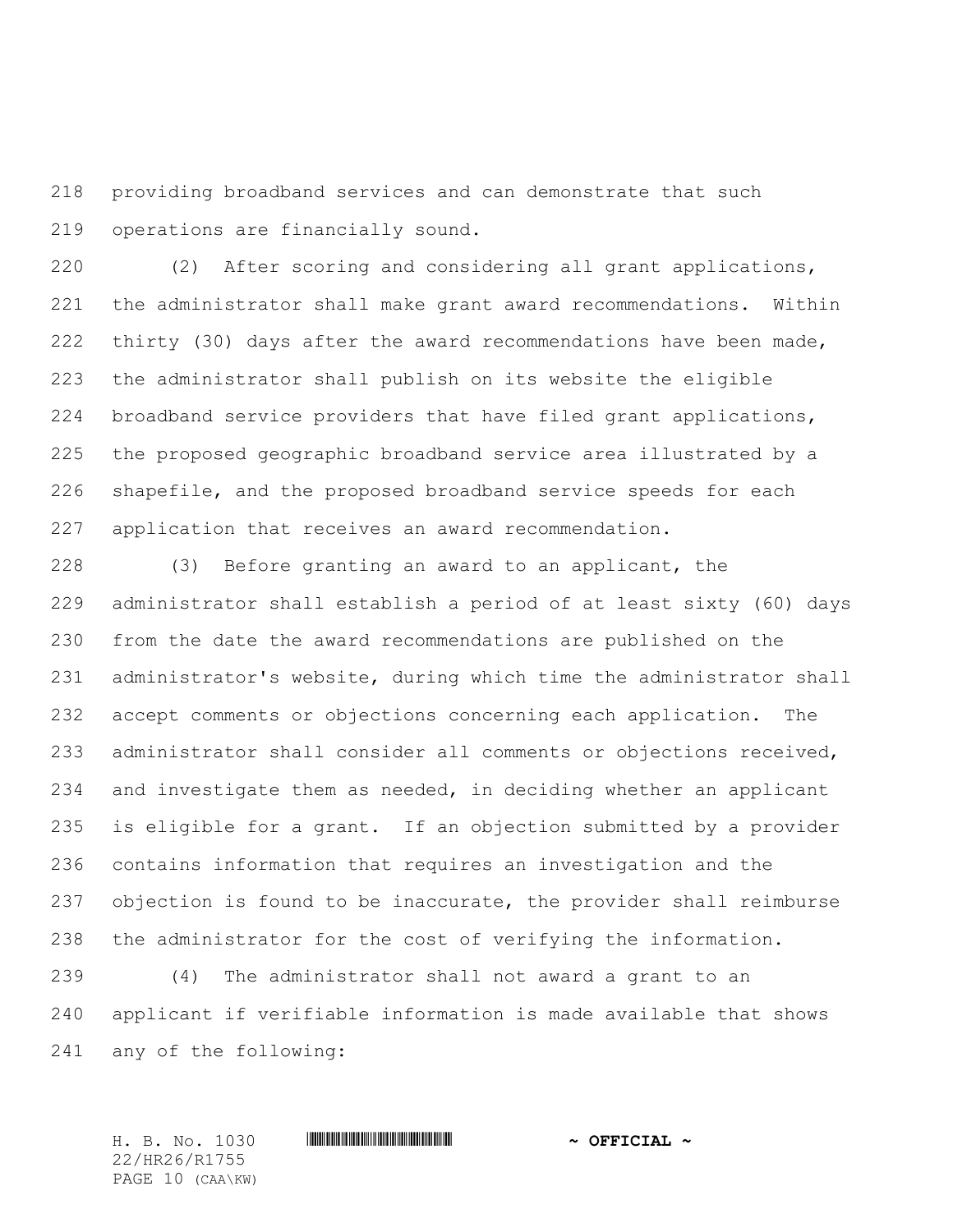providing broadband services and can demonstrate that such operations are financially sound.

(2) After scoring and considering all grant applications, the administrator shall make grant award recommendations. Within thirty (30) days after the award recommendations have been made, the administrator shall publish on its website the eligible broadband service providers that have filed grant applications, the proposed geographic broadband service area illustrated by a shapefile, and the proposed broadband service speeds for each application that receives an award recommendation.

(3) Before granting an award to an applicant, the administrator shall establish a period of at least sixty (60) days from the date the award recommendations are published on the administrator's website, during which time the administrator shall accept comments or objections concerning each application. The administrator shall consider all comments or objections received, and investigate them as needed, in deciding whether an applicant is eligible for a grant. If an objection submitted by a provider contains information that requires an investigation and the objection is found to be inaccurate, the provider shall reimburse the administrator for the cost of verifying the information.

(4) The administrator shall not award a grant to an applicant if verifiable information is made available that shows any of the following: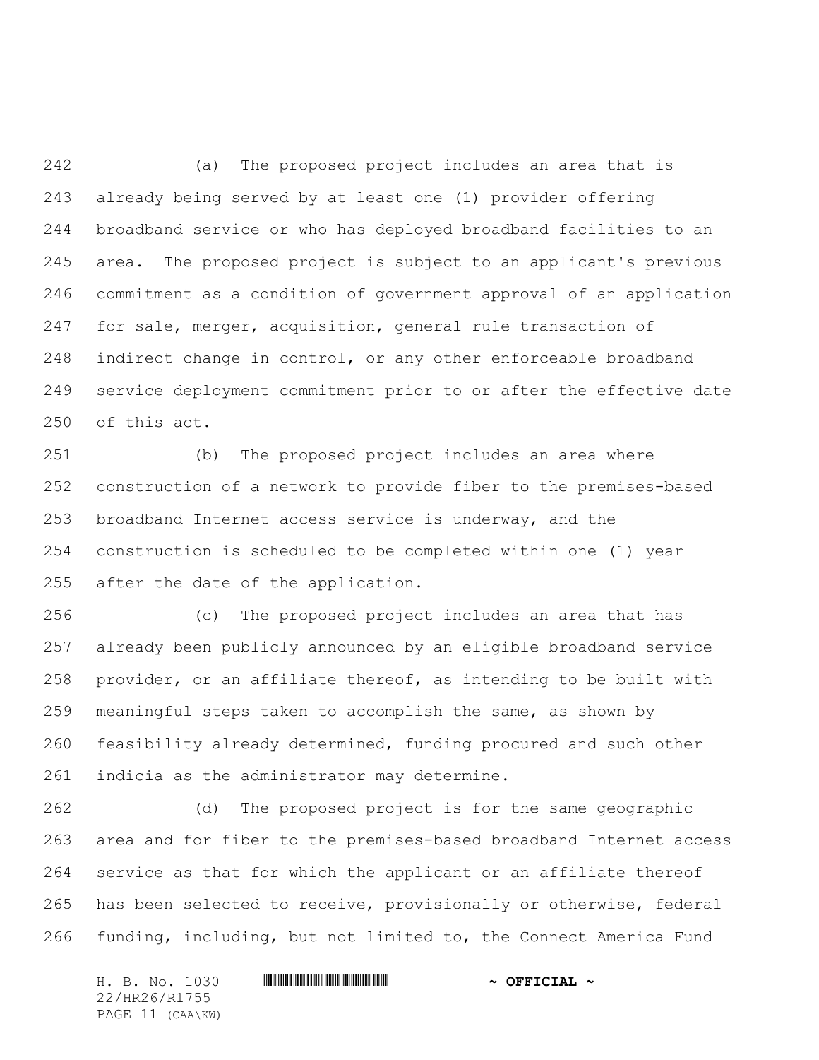(a) The proposed project includes an area that is already being served by at least one (1) provider offering broadband service or who has deployed broadband facilities to an area. The proposed project is subject to an applicant's previous commitment as a condition of government approval of an application for sale, merger, acquisition, general rule transaction of indirect change in control, or any other enforceable broadband service deployment commitment prior to or after the effective date of this act.

(b) The proposed project includes an area where construction of a network to provide fiber to the premises-based broadband Internet access service is underway, and the construction is scheduled to be completed within one (1) year after the date of the application.

(c) The proposed project includes an area that has already been publicly announced by an eligible broadband service provider, or an affiliate thereof, as intending to be built with meaningful steps taken to accomplish the same, as shown by feasibility already determined, funding procured and such other indicia as the administrator may determine.

(d) The proposed project is for the same geographic area and for fiber to the premises-based broadband Internet access service as that for which the applicant or an affiliate thereof has been selected to receive, provisionally or otherwise, federal funding, including, but not limited to, the Connect America Fund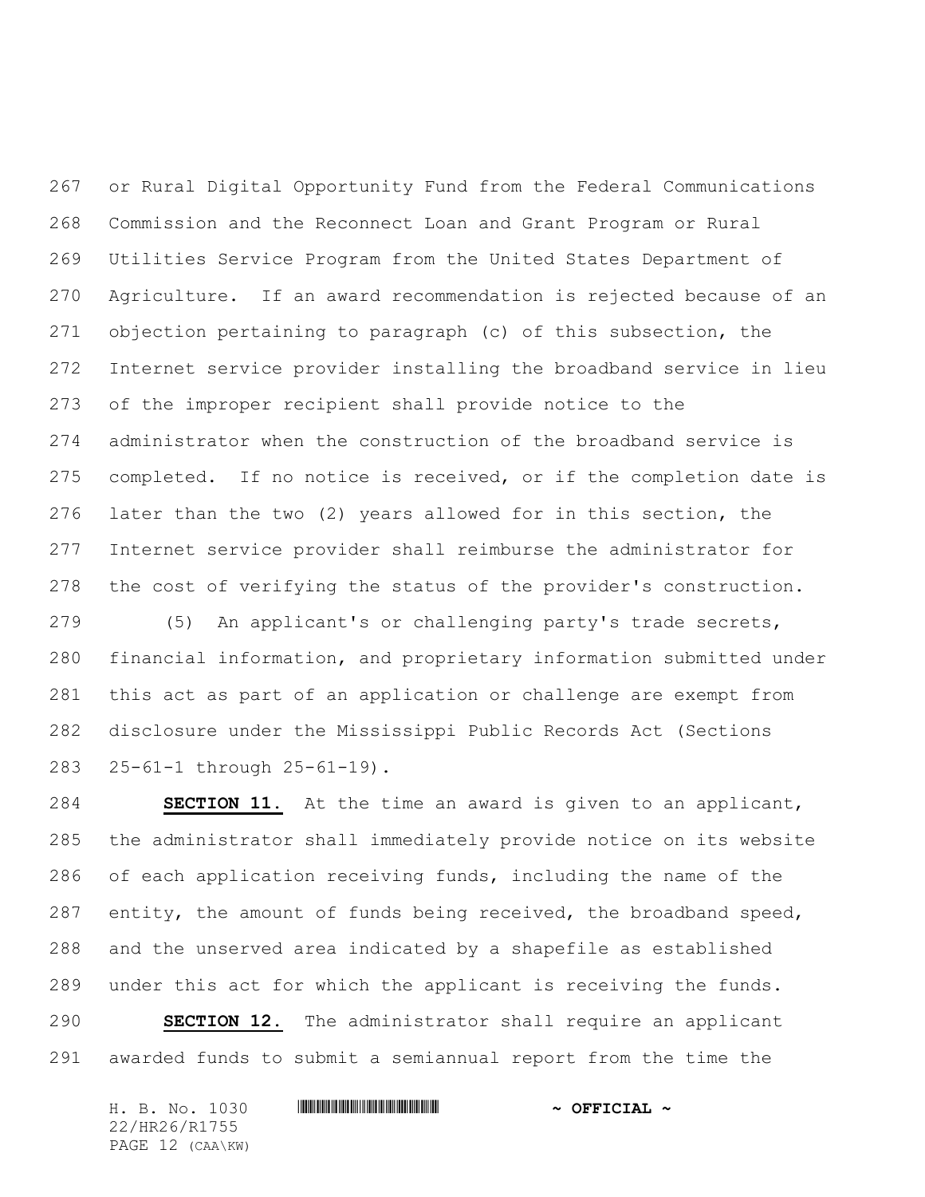or Rural Digital Opportunity Fund from the Federal Communications Commission and the Reconnect Loan and Grant Program or Rural Utilities Service Program from the United States Department of Agriculture. If an award recommendation is rejected because of an objection pertaining to paragraph (c) of this subsection, the Internet service provider installing the broadband service in lieu of the improper recipient shall provide notice to the administrator when the construction of the broadband service is completed. If no notice is received, or if the completion date is later than the two (2) years allowed for in this section, the Internet service provider shall reimburse the administrator for the cost of verifying the status of the provider's construction.

(5) An applicant's or challenging party's trade secrets, financial information, and proprietary information submitted under this act as part of an application or challenge are exempt from disclosure under the Mississippi Public Records Act (Sections 25-61-1 through 25-61-19).

**SECTION 11.** At the time an award is given to an applicant, the administrator shall immediately provide notice on its website of each application receiving funds, including the name of the entity, the amount of funds being received, the broadband speed, and the unserved area indicated by a shapefile as established under this act for which the applicant is receiving the funds.

**SECTION 12.** The administrator shall require an applicant awarded funds to submit a semiannual report from the time the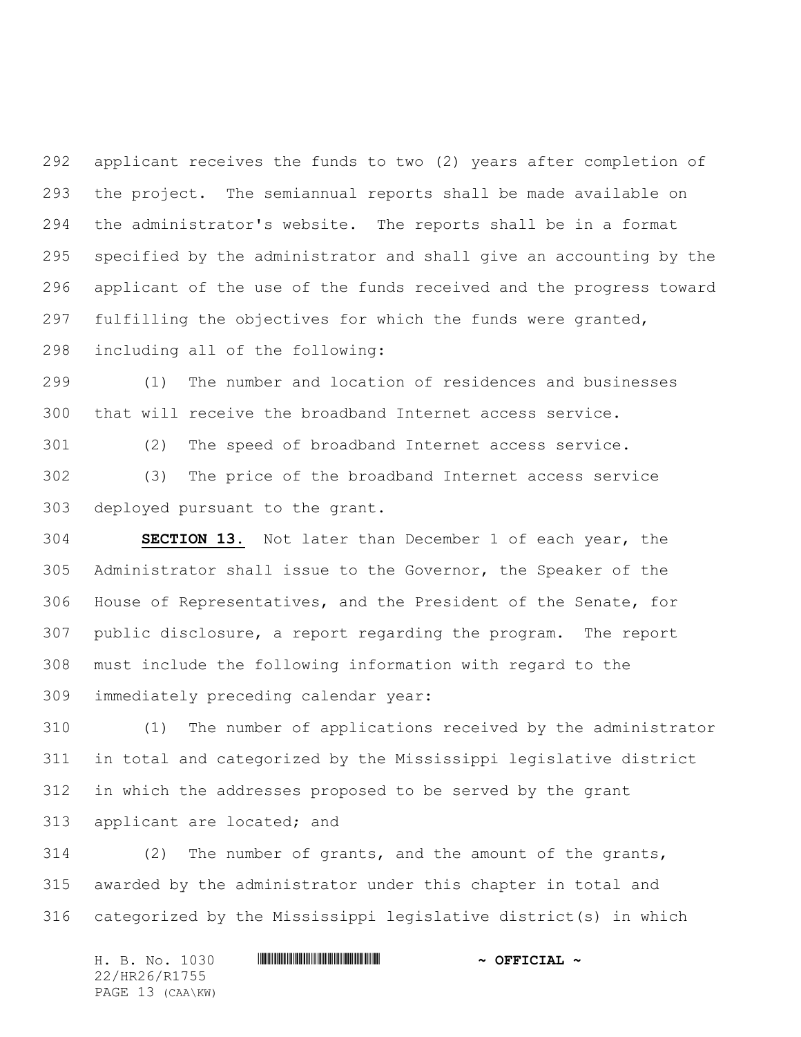applicant receives the funds to two (2) years after completion of the project. The semiannual reports shall be made available on the administrator's website. The reports shall be in a format specified by the administrator and shall give an accounting by the applicant of the use of the funds received and the progress toward fulfilling the objectives for which the funds were granted, including all of the following:

(1) The number and location of residences and businesses that will receive the broadband Internet access service.

(2) The speed of broadband Internet access service.

(3) The price of the broadband Internet access service deployed pursuant to the grant.

**SECTION 13.** Not later than December 1 of each year, the Administrator shall issue to the Governor, the Speaker of the House of Representatives, and the President of the Senate, for public disclosure, a report regarding the program. The report must include the following information with regard to the immediately preceding calendar year:

(1) The number of applications received by the administrator in total and categorized by the Mississippi legislative district in which the addresses proposed to be served by the grant applicant are located; and

(2) The number of grants, and the amount of the grants, awarded by the administrator under this chapter in total and categorized by the Mississippi legislative district(s) in which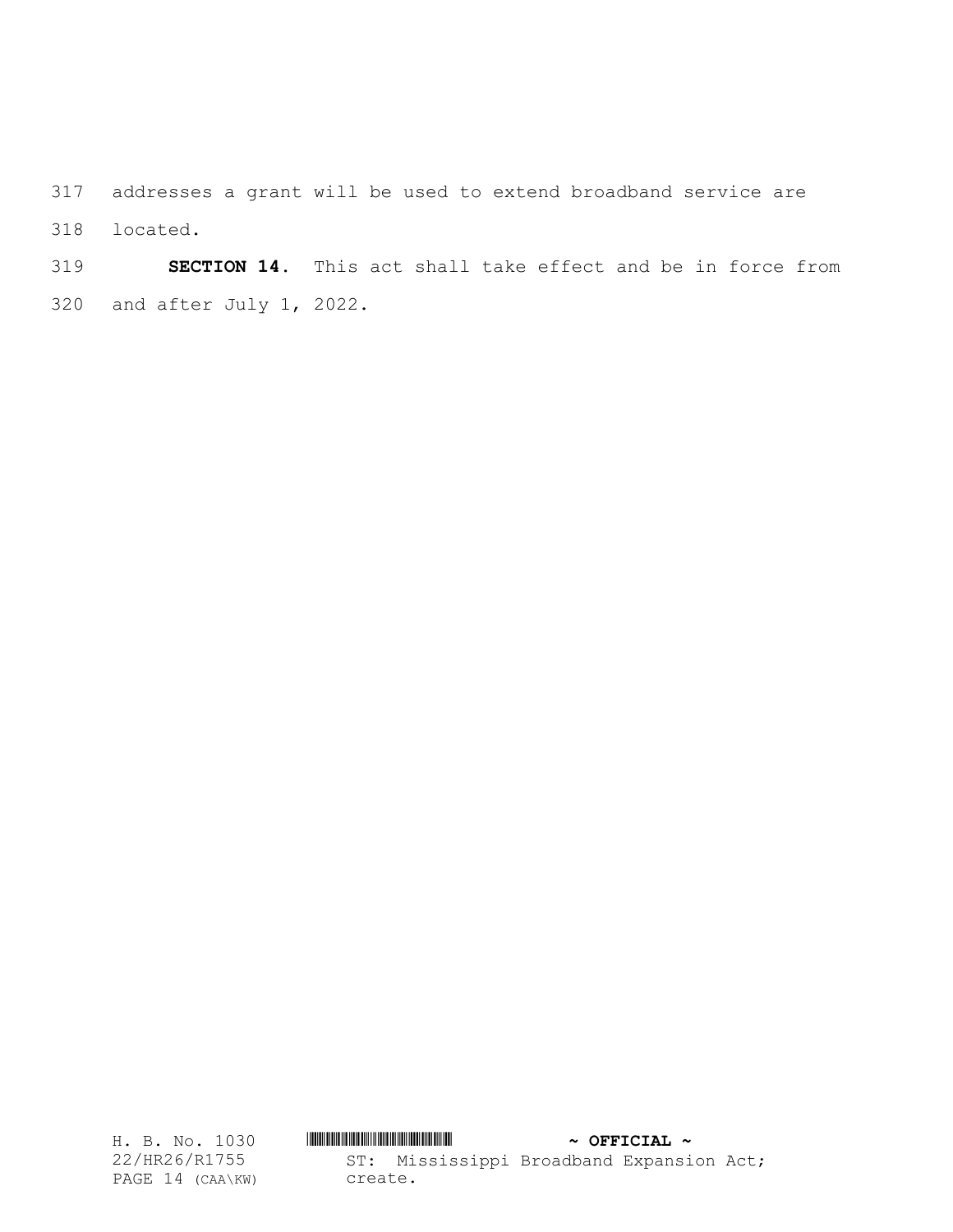addresses a grant will be used to extend broadband service are located.

**SECTION 14.** This act shall take effect and be in force from and after July 1, 2022.